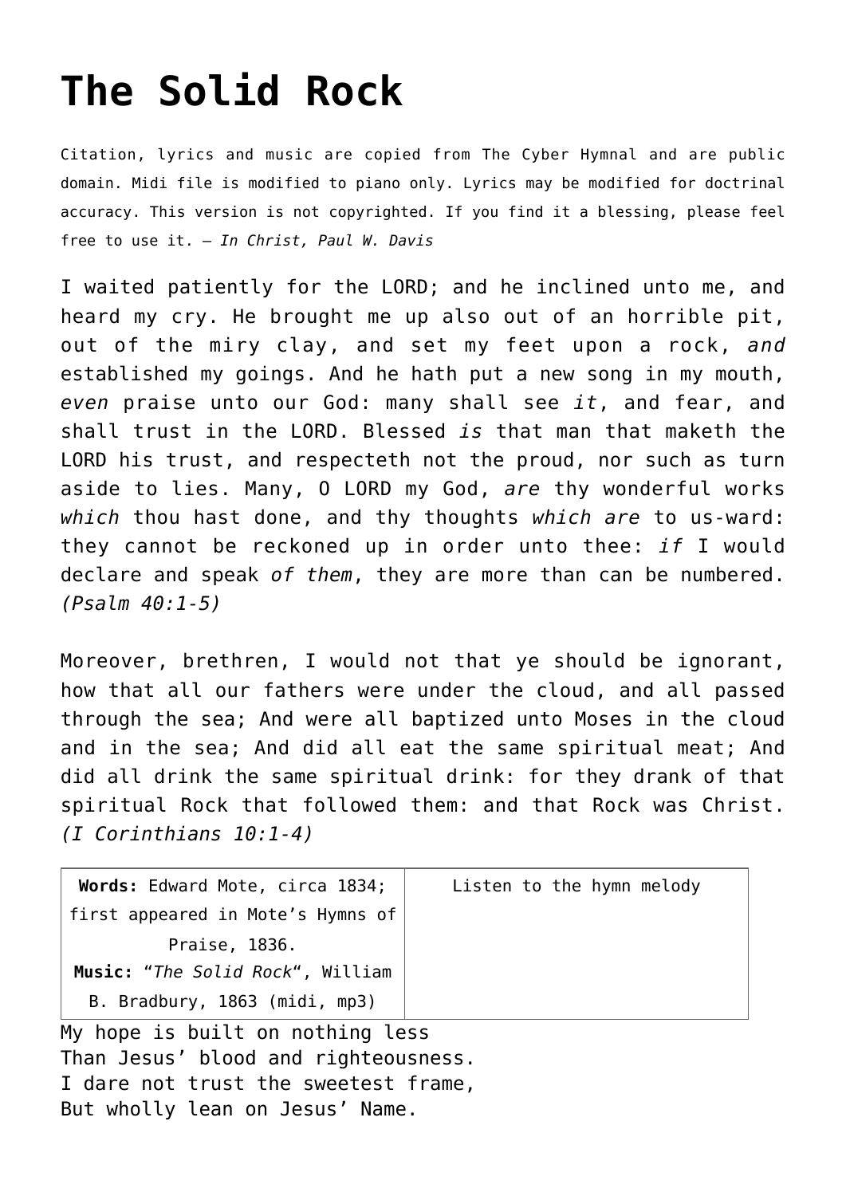# The Solid Rock

Citation, lyrics and music are copied from The Cyber Hymnal and are public domain. Midi file is modified to piano only. Lyrics may be modified for doctrinal accuracy. This version is not copyrighted. If you find it a blessing, please feel free to use it. – *In Christ, Paul W. Davis*

I waited patiently for the LORD; and he inclined unto me, and heard my cry. He brought me up also out of an horrible pit, out of the miry clay, and set my feet upon a rock, *and* established my goings. And he hath put a new song in my mouth, *even* praise unto our God: many shall see *it*, and fear, and shall trust in the LORD. Blessed *is* that man that maketh the LORD his trust, and respecteth not the proud, nor such as turn aside to lies. Many, O LORD my God, *are* thy wonderful works *which* thou hast done, and thy thoughts *which are* to us-ward: they cannot be reckoned up in order unto thee: *if* I would declare and speak *of them*, they are more than can be numbered. *(Psalm 40:1-5)*

Moreover, brethren, I would not that ye should be ignorant, how that all our fathers were under the cloud, and all passed through the sea; And were all baptized unto Moses in the cloud and in the sea; And did all eat the same spiritual meat; And did all drink the same spiritual drink: for they drank of that spiritual Rock that followed them: and that Rock was Christ. *(I Corinthians 10:1-4)*

| **Words:** Edward Mote, circa 1834; first appeared in Mote's Hymns of Praise, 1836. **Music:** "*The Solid Rock*", William B. Bradbury, 1863 (midi, mp3) | Listen to the hymn melody |
|---|---|

My hope is built on nothing less
Than Jesus' blood and righteousness.
I dare not trust the sweetest frame,
But wholly lean on Jesus' Name.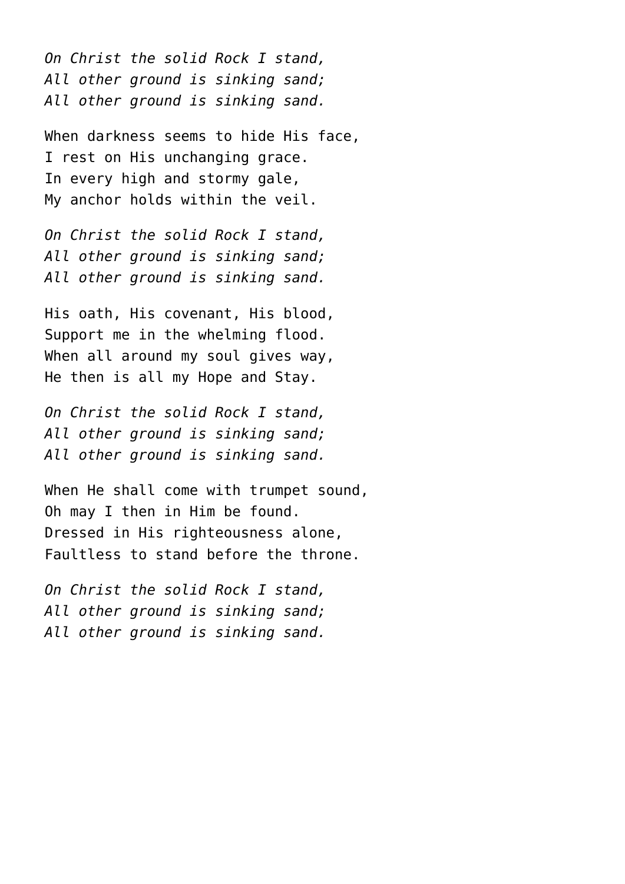*On Christ the solid Rock I stand,*
*All other ground is sinking sand;*
*All other ground is sinking sand.*

When darkness seems to hide His face,
I rest on His unchanging grace.
In every high and stormy gale,
My anchor holds within the veil.

*On Christ the solid Rock I stand,*
*All other ground is sinking sand;*
*All other ground is sinking sand.*

His oath, His covenant, His blood,
Support me in the whelming flood.
When all around my soul gives way,
He then is all my Hope and Stay.

*On Christ the solid Rock I stand,*
*All other ground is sinking sand;*
*All other ground is sinking sand.*

When He shall come with trumpet sound,
Oh may I then in Him be found.
Dressed in His righteousness alone,
Faultless to stand before the throne.

*On Christ the solid Rock I stand,*
*All other ground is sinking sand;*
*All other ground is sinking sand.*